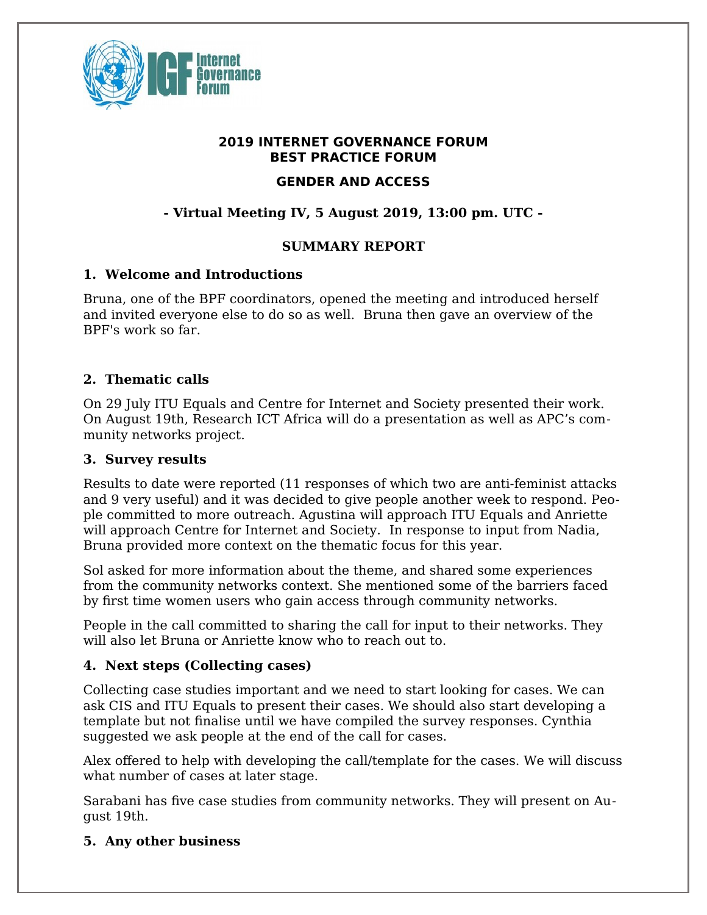**2019 INTERNET GOVERNANCE FORUM**
**BEST PRACTICE FORUM**

**GENDER AND ACCESS**

**- Virtual Meeting IV, 5 August 2019, 13:00 pm. UTC -**

**SUMMARY REPORT**

## 1. Welcome and Introductions

Bruna, one of the BPF coordinators, opened the meeting and introduced herself and invited everyone else to do so as well. Bruna then gave an overview of the BPF's work so far.

## 2. Thematic calls

On 29 July ITU Equals and Centre for Internet and Society presented their work. On August 19th, Research ICT Africa will do a presentation as well as APC's community networks project.

## 3. Survey results

Results to date were reported (11 responses of which two are anti-feminist attacks and 9 very useful) and it was decided to give people another week to respond. People committed to more outreach. Agustina will approach ITU Equals and Anriette will approach Centre for Internet and Society. In response to input from Nadia, Bruna provided more context on the thematic focus for this year.

Sol asked for more information about the theme, and shared some experiences from the community networks context. She mentioned some of the barriers faced by first time women users who gain access through community networks.

People in the call committed to sharing the call for input to their networks. They will also let Bruna or Anriette know who to reach out to.

## 4. Next steps (Collecting cases)

Collecting case studies important and we need to start looking for cases. We can ask CIS and ITU Equals to present their cases. We should also start developing a template but not finalise until we have compiled the survey responses. Cynthia suggested we ask people at the end of the call for cases.

Alex offered to help with developing the call/template for the cases. We will discuss what number of cases at later stage.

Sarabani has five case studies from community networks. They will present on August 19th.

## 5. Any other business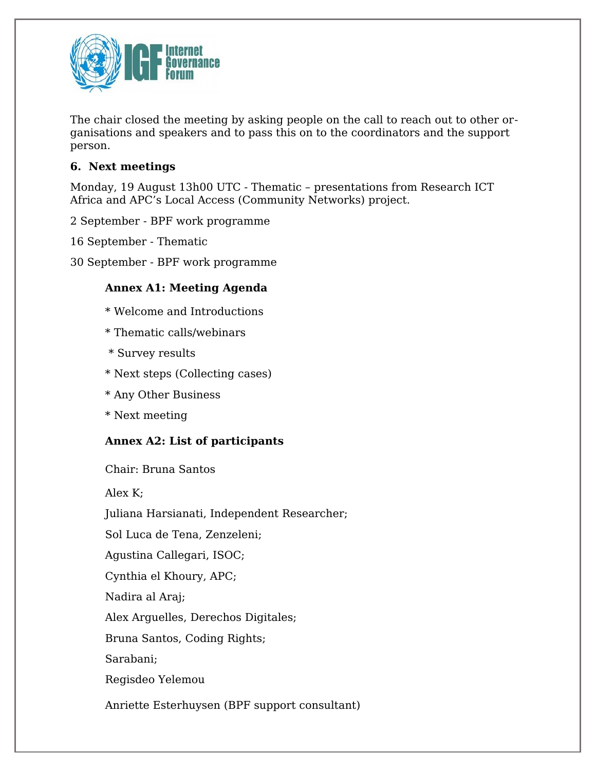The chair closed the meeting by asking people on the call to reach out to other organisations and speakers and to pass this on to the coordinators and the support person.

**6. Next meetings**

Monday, 19 August 13h00 UTC - Thematic – presentations from Research ICT Africa and APC's Local Access (Community Networks) project.

2 September - BPF work programme

16 September - Thematic

30 September - BPF work programme

**Annex A1: Meeting Agenda**

* Welcome and Introductions

* Thematic calls/webinars

* Survey results

* Next steps (Collecting cases)

* Any Other Business

* Next meeting

**Annex A2: List of participants**

Chair: Bruna Santos

Alex K;

Juliana Harsianati, Independent Researcher;

Sol Luca de Tena, Zenzeleni;

Agustina Callegari, ISOC;

Cynthia el Khoury, APC;

Nadira al Araj;

Alex Arguelles, Derechos Digitales;

Bruna Santos, Coding Rights;

Sarabani;

Regisdeo Yelemou

Anriette Esterhuysen (BPF support consultant)